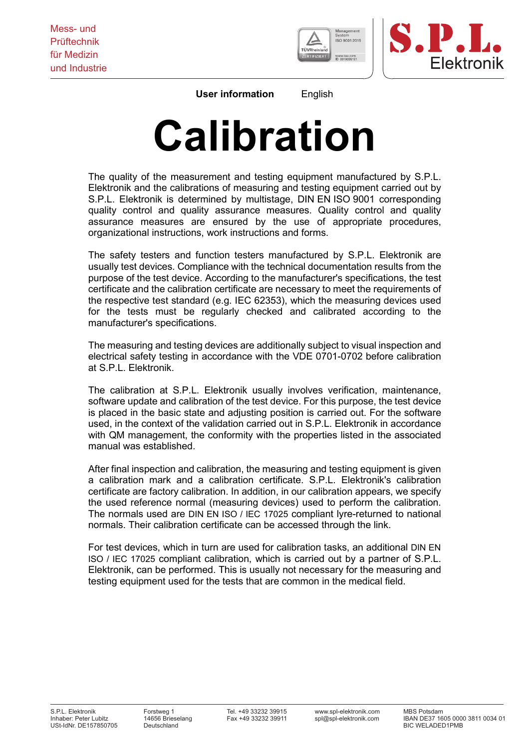Mess- und Prüftechnik für Medizin und Industrie

**S.P.L.** Elektronik

**User information** English

# Calibration

The quality of the measurement and testing equipment manufactured by S.P.L. Elektronik and the calibrations of measuring and testing equipment carried out by S.P.L. Elektronik is determined by multistage, DIN EN ISO 9001 corresponding quality control and quality assurance measures. Quality control and quality assurance measures are ensured by the use of appropriate procedures, organizational instructions, work instructions and forms.

The safety testers and function testers manufactured by S.P.L. Elektronik are usually test devices. Compliance with the technical documentation results from the purpose of the test device. According to the manufacturer's specifications, the test certificate and the calibration certificate are necessary to meet the requirements of the respective test standard (e.g. IEC 62353), which the measuring devices used for the tests must be regularly checked and calibrated according to the manufacturer's specifications.

The measuring and testing devices are additionally subject to visual inspection and electrical safety testing in accordance with the VDE 0701-0702 before calibration at S.P.L. Elektronik.

The calibration at S.P.L. Elektronik usually involves verification, maintenance, software update and calibration of the test device. For this purpose, the test device is placed in the basic state and adjusting position is carried out. For the software used, in the context of the validation carried out in S.P.L. Elektronik in accordance with QM management, the conformity with the properties listed in the associated manual was established.

After final inspection and calibration, the measuring and testing equipment is given a calibration mark and a calibration certificate. S.P.L. Elektronik's calibration certificate are factory calibration. In addition, in our calibration appears, we specify the used reference normal (measuring devices) used to perform the calibration. The normals used are DIN EN ISO / IEC 17025 compliant lyre-returned to national normals. Their calibration certificate can be accessed through the link.

For test devices, which in turn are used for calibration tasks, an additional DIN EN ISO / IEC 17025 compliant calibration, which is carried out by a partner of S.P.L. Elektronik, can be performed. This is usually not necessary for the measuring and testing equipment used for the tests that are common in the medical field.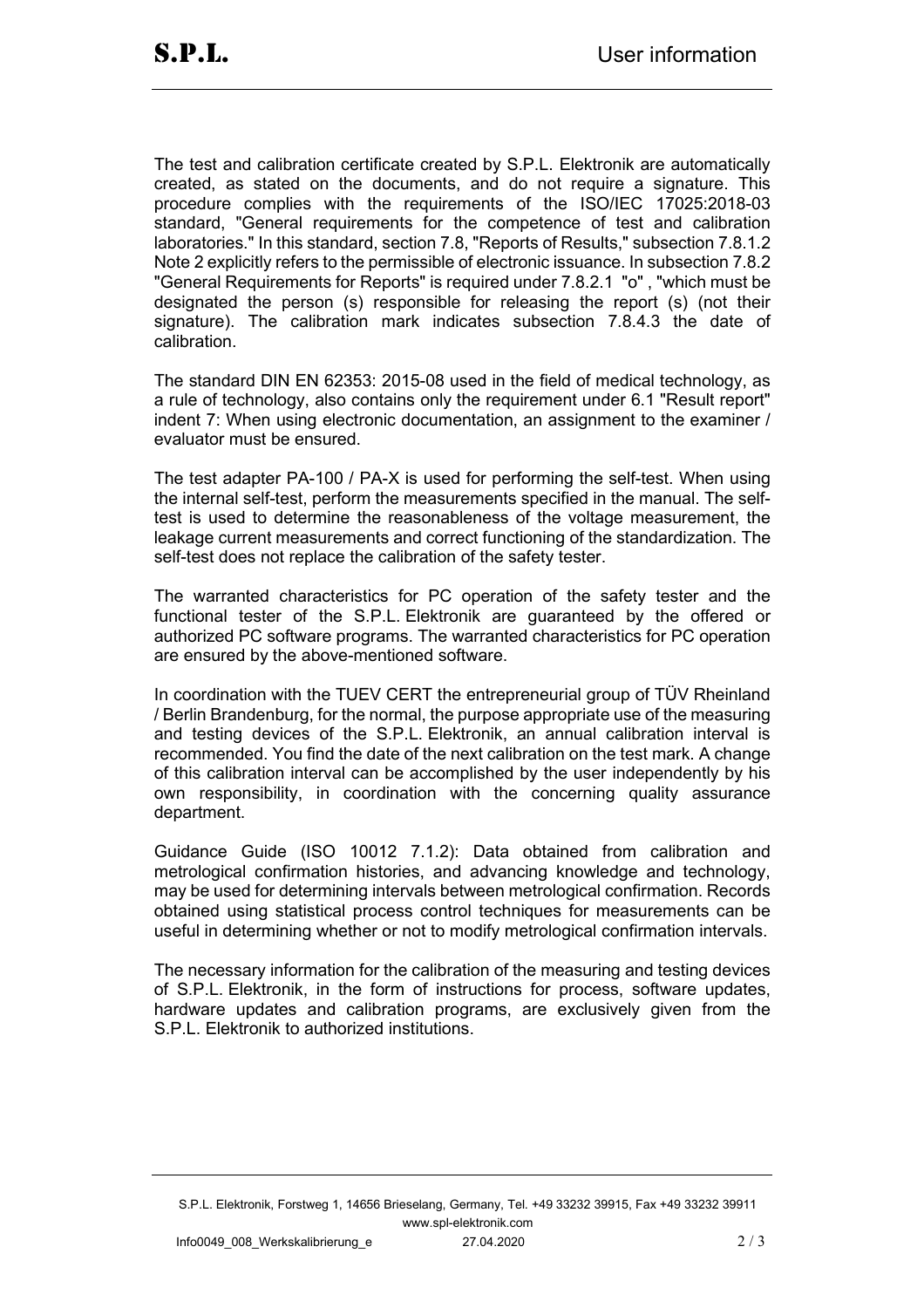The test and calibration certificate created by S.P.L. Elektronik are automatically created, as stated on the documents, and do not require a signature. This procedure complies with the requirements of the ISO/IEC 17025:2018-03 standard, "General requirements for the competence of test and calibration laboratories." In this standard, section 7.8, "Reports of Results," subsection 7.8.1.2 Note 2 explicitly refers to the permissible of electronic issuance. In subsection 7.8.2 "General Requirements for Reports" is required under 7.8.2.1 "o" , "which must be designated the person (s) responsible for releasing the report (s) (not their signature). The calibration mark indicates subsection 7.8.4.3 the date of calibration.

The standard DIN EN 62353: 2015-08 used in the field of medical technology, as a rule of technology, also contains only the requirement under 6.1 "Result report" indent 7: When using electronic documentation, an assignment to the examiner / evaluator must be ensured.

The test adapter PA-100 / PA-X is used for performing the self-test. When using the internal self-test, perform the measurements specified in the manual. The self-test is used to determine the reasonableness of the voltage measurement, the leakage current measurements and correct functioning of the standardization. The self-test does not replace the calibration of the safety tester.

The warranted characteristics for PC operation of the safety tester and the functional tester of the S.P.L. Elektronik are guaranteed by the offered or authorized PC software programs. The warranted characteristics for PC operation are ensured by the above-mentioned software.

In coordination with the TUEV CERT the entrepreneurial group of TÜV Rheinland / Berlin Brandenburg, for the normal, the purpose appropriate use of the measuring and testing devices of the S.P.L. Elektronik, an annual calibration interval is recommended. You find the date of the next calibration on the test mark. A change of this calibration interval can be accomplished by the user independently by his own responsibility, in coordination with the concerning quality assurance department.

Guidance Guide (ISO 10012 7.1.2): Data obtained from calibration and metrological confirmation histories, and advancing knowledge and technology, may be used for determining intervals between metrological confirmation. Records obtained using statistical process control techniques for measurements can be useful in determining whether or not to modify metrological confirmation intervals.

The necessary information for the calibration of the measuring and testing devices of S.P.L. Elektronik, in the form of instructions for process, software updates, hardware updates and calibration programs, are exclusively given from the S.P.L. Elektronik to authorized institutions.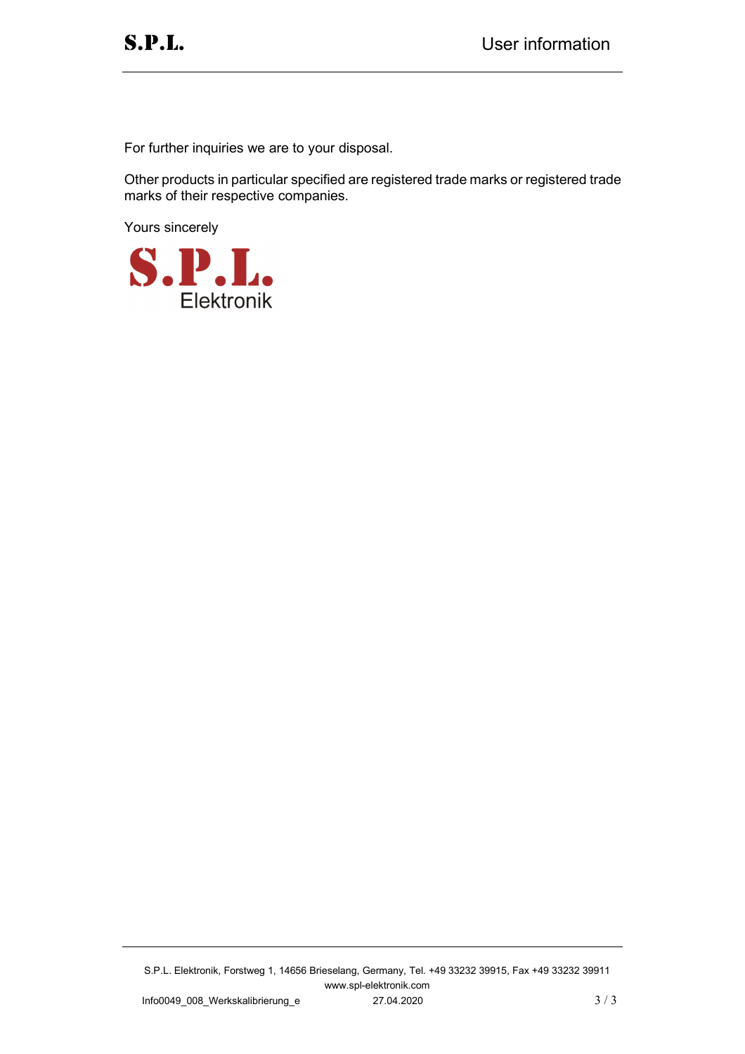For further inquiries we are to your disposal.

Other products in particular specified are registered trade marks or registered trade marks of their respective companies.

Yours sincerely

S.P.L.
Elektronik